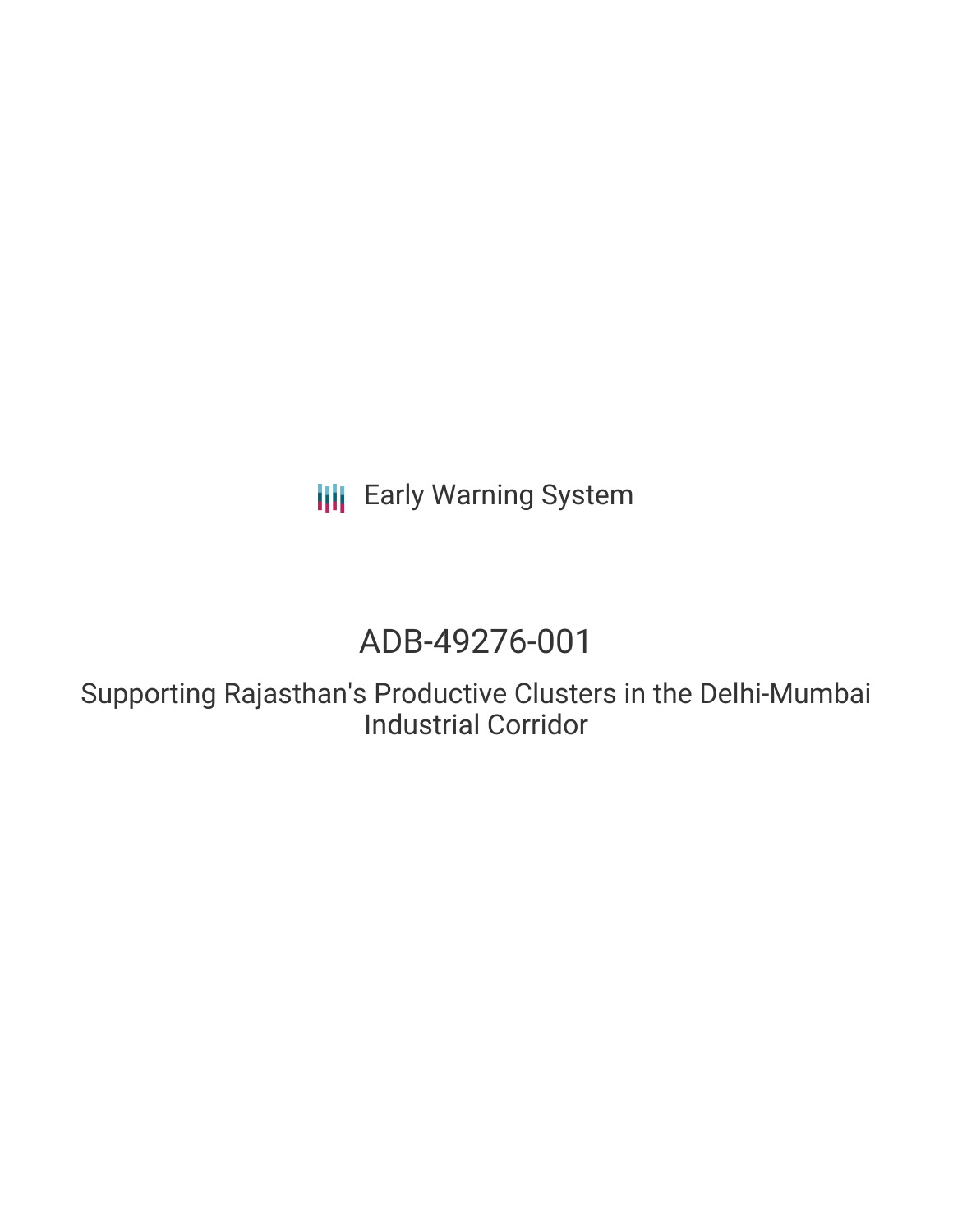Early Warning System

# ADB-49276-001

## Supporting Rajasthan's Productive Clusters in the Delhi-Mumbai Industrial Corridor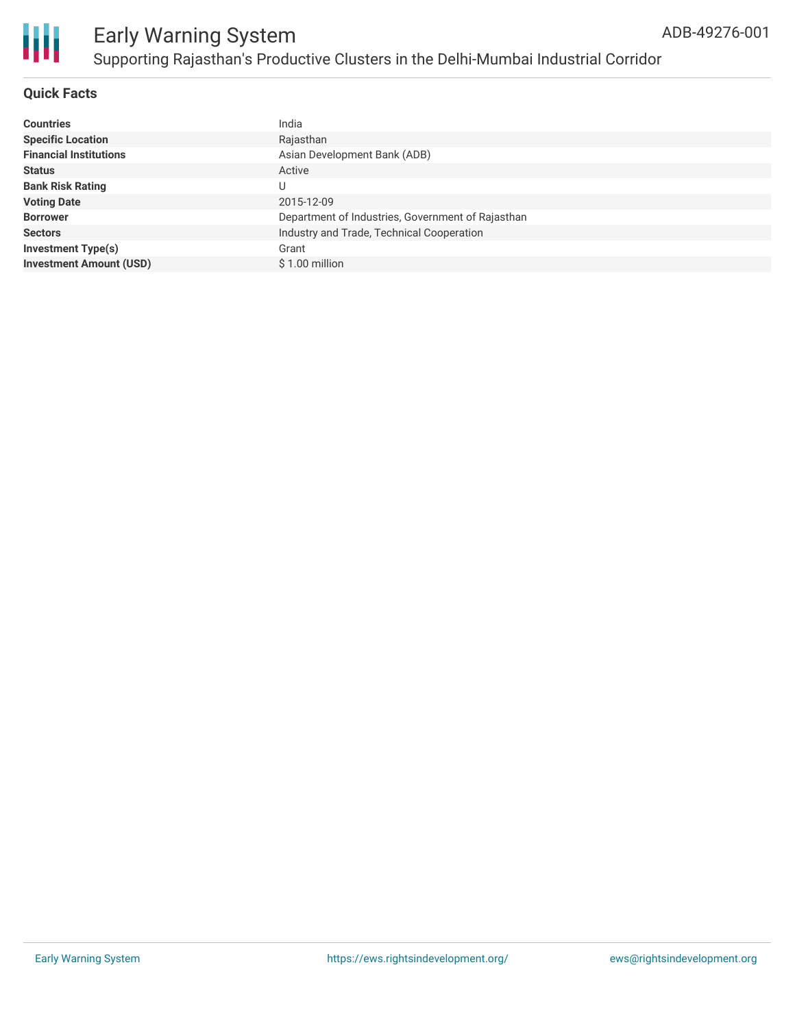## Quick Facts

| | |
|---|---|
| **Countries** | India |
| **Specific Location** | Rajasthan |
| **Financial Institutions** | Asian Development Bank (ADB) |
| **Status** | Active |
| **Bank Risk Rating** | U |
| **Voting Date** | 2015-12-09 |
| **Borrower** | Department of Industries, Government of Rajasthan |
| **Sectors** | Industry and Trade, Technical Cooperation |
| **Investment Type(s)** | Grant |
| **Investment Amount (USD)** | $ 1.00 million |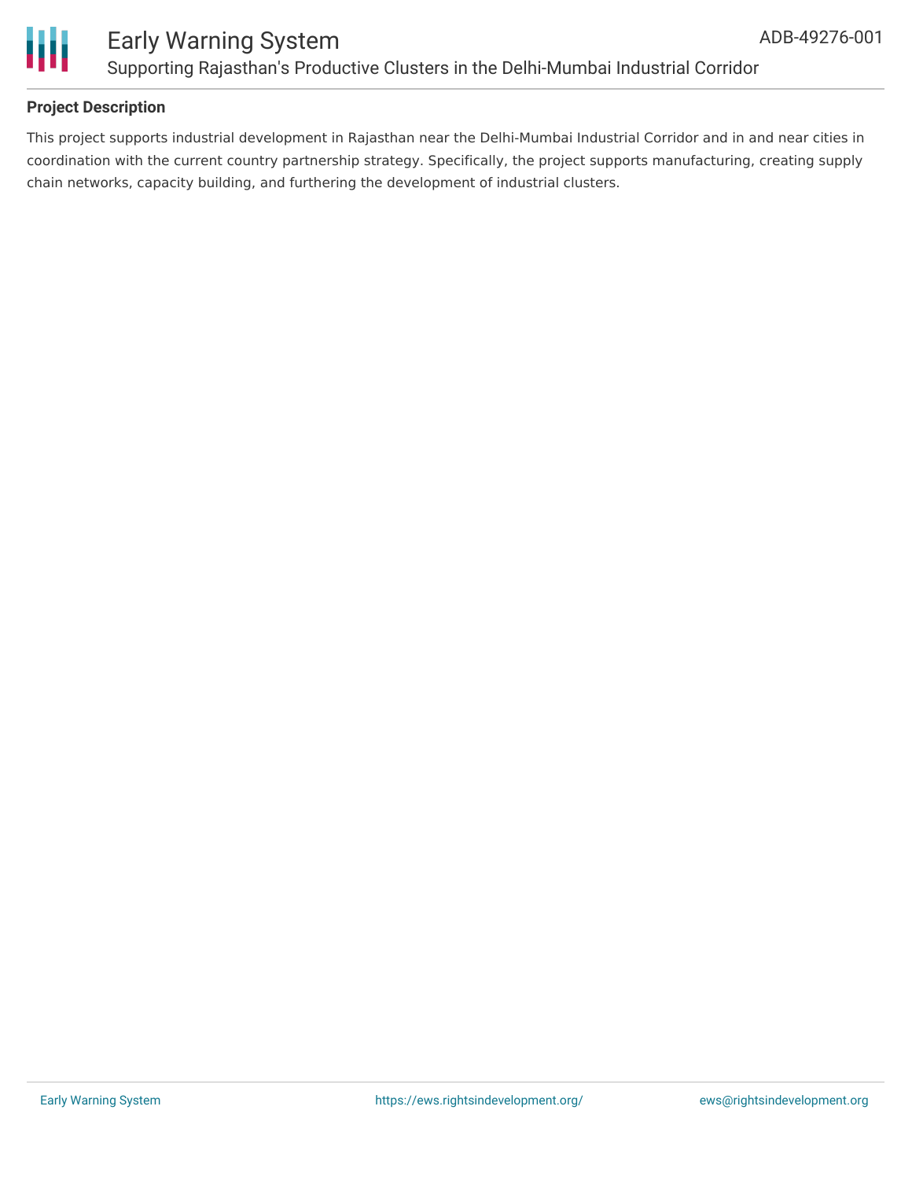**Project Description**

This project supports industrial development in Rajasthan near the Delhi-Mumbai Industrial Corridor and in and near cities in coordination with the current country partnership strategy. Specifically, the project supports manufacturing, creating supply chain networks, capacity building, and furthering the development of industrial clusters.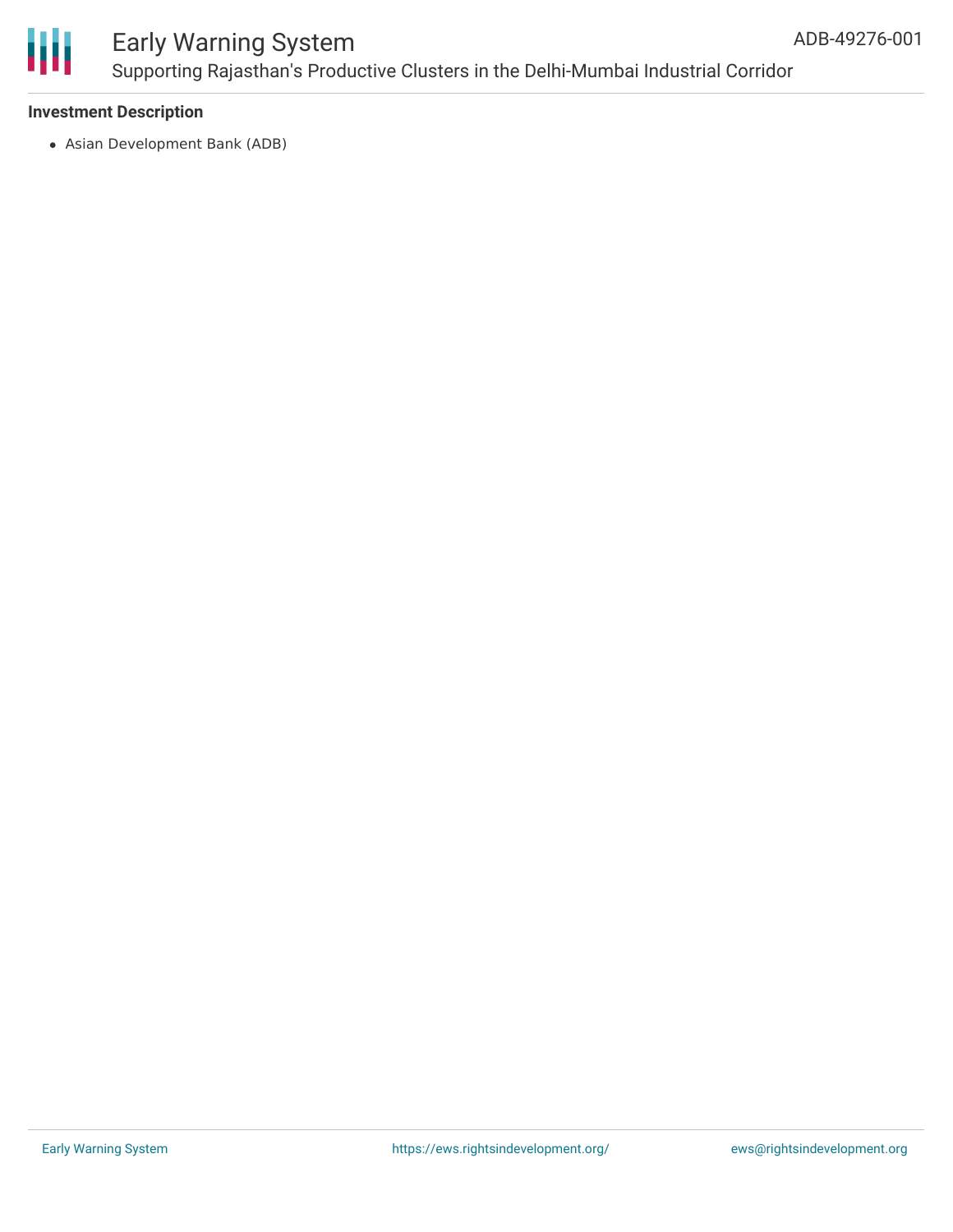**Investment Description**

- Asian Development Bank (ADB)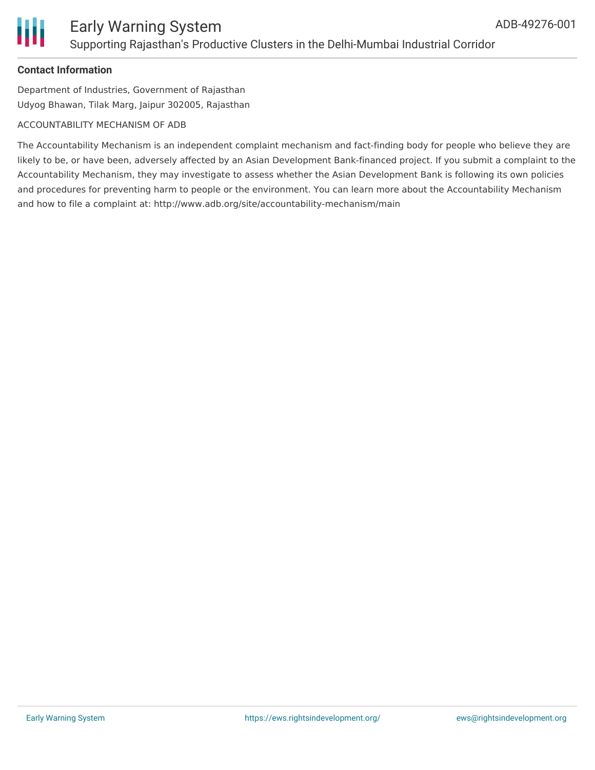**Contact Information**

Department of Industries, Government of Rajasthan
Udyog Bhawan, Tilak Marg, Jaipur 302005, Rajasthan

ACCOUNTABILITY MECHANISM OF ADB

The Accountability Mechanism is an independent complaint mechanism and fact-finding body for people who believe they are likely to be, or have been, adversely affected by an Asian Development Bank-financed project. If you submit a complaint to the Accountability Mechanism, they may investigate to assess whether the Asian Development Bank is following its own policies and procedures for preventing harm to people or the environment. You can learn more about the Accountability Mechanism and how to file a complaint at: http://www.adb.org/site/accountability-mechanism/main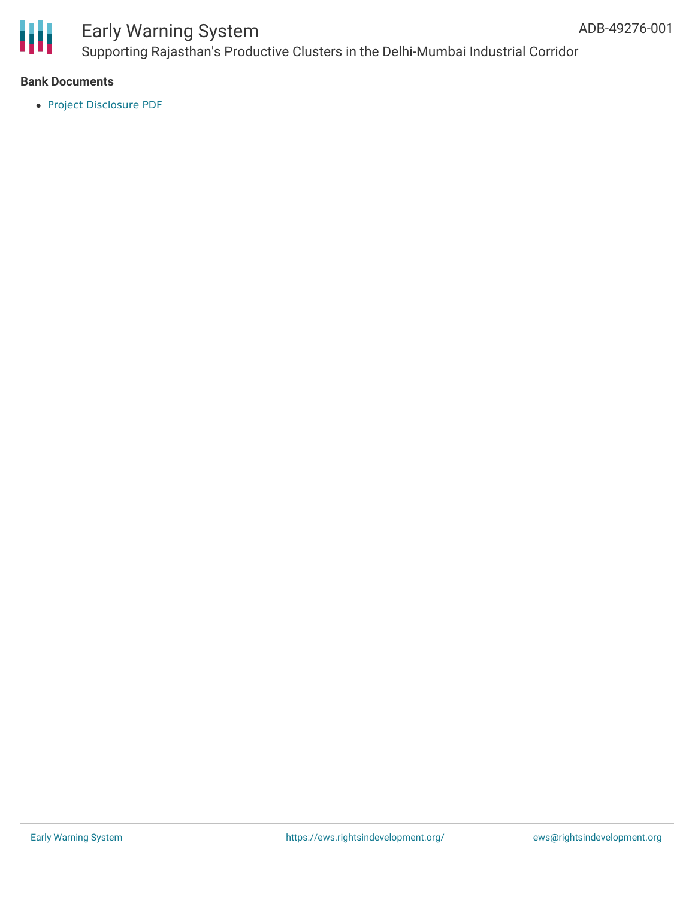**Bank Documents**

- Project Disclosure PDF